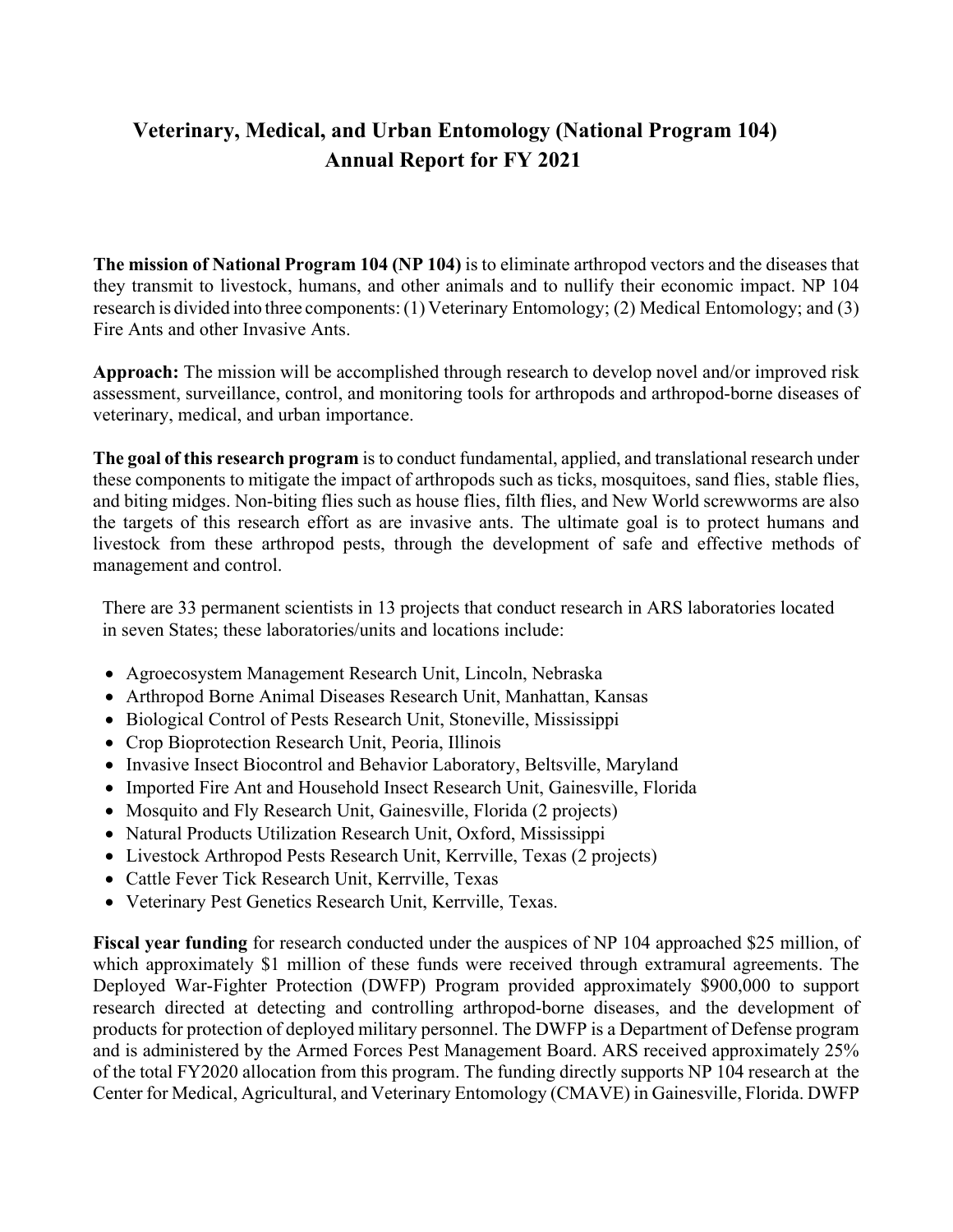# Veterinary, Medical, and Urban Entomology (National Program 104) Annual Report for FY 2021

**The mission of National Program 104 (NP 104)** is to eliminate arthropod vectors and the diseases that they transmit to livestock, humans, and other animals and to nullify their economic impact. NP 104 research is divided into three components: (1) Veterinary Entomology; (2) Medical Entomology; and (3) Fire Ants and other Invasive Ants.

**Approach:** The mission will be accomplished through research to develop novel and/or improved risk assessment, surveillance, control, and monitoring tools for arthropods and arthropod-borne diseases of veterinary, medical, and urban importance.

**The goal of this research program** is to conduct fundamental, applied, and translational research under these components to mitigate the impact of arthropods such as ticks, mosquitoes, sand flies, stable flies, and biting midges. Non-biting flies such as house flies, filth flies, and New World screwworms are also the targets of this research effort as are invasive ants. The ultimate goal is to protect humans and livestock from these arthropod pests, through the development of safe and effective methods of management and control.

There are 33 permanent scientists in 13 projects that conduct research in ARS laboratories located in seven States; these laboratories/units and locations include:

- Agroecosystem Management Research Unit, Lincoln, Nebraska
- Arthropod Borne Animal Diseases Research Unit, Manhattan, Kansas
- Biological Control of Pests Research Unit, Stoneville, Mississippi
- Crop Bioprotection Research Unit, Peoria, Illinois
- Invasive Insect Biocontrol and Behavior Laboratory, Beltsville, Maryland
- Imported Fire Ant and Household Insect Research Unit, Gainesville, Florida
- Mosquito and Fly Research Unit, Gainesville, Florida (2 projects)
- Natural Products Utilization Research Unit, Oxford, Mississippi
- Livestock Arthropod Pests Research Unit, Kerrville, Texas (2 projects)
- Cattle Fever Tick Research Unit, Kerrville, Texas
- Veterinary Pest Genetics Research Unit, Kerrville, Texas.

**Fiscal year funding** for research conducted under the auspices of NP 104 approached $25 million, of which approximately $1 million of these funds were received through extramural agreements. The Deployed War-Fighter Protection (DWFP) Program provided approximately $900,000 to support research directed at detecting and controlling arthropod-borne diseases, and the development of products for protection of deployed military personnel. The DWFP is a Department of Defense program and is administered by the Armed Forces Pest Management Board. ARS received approximately 25% of the total FY2020 allocation from this program. The funding directly supports NP 104 research at the Center for Medical, Agricultural, and Veterinary Entomology (CMAVE) in Gainesville, Florida. DWFP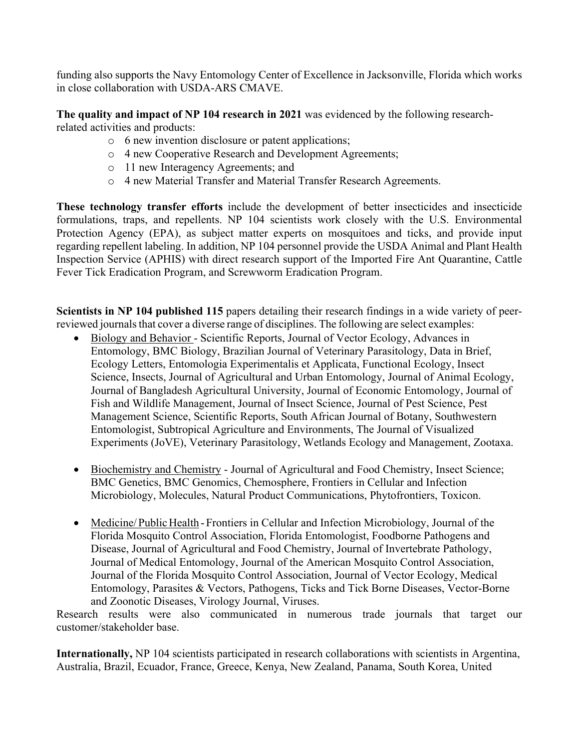funding also supports the Navy Entomology Center of Excellence in Jacksonville, Florida which works in close collaboration with USDA-ARS CMAVE.

**The quality and impact of NP 104 research in 2021** was evidenced by the following research-related activities and products:

- 6 new invention disclosure or patent applications;
- 4 new Cooperative Research and Development Agreements;
- 11 new Interagency Agreements; and
- 4 new Material Transfer and Material Transfer Research Agreements.

**These technology transfer efforts** include the development of better insecticides and insecticide formulations, traps, and repellents. NP 104 scientists work closely with the U.S. Environmental Protection Agency (EPA), as subject matter experts on mosquitoes and ticks, and provide input regarding repellent labeling. In addition, NP 104 personnel provide the USDA Animal and Plant Health Inspection Service (APHIS) with direct research support of the Imported Fire Ant Quarantine, Cattle Fever Tick Eradication Program, and Screwworm Eradication Program.

**Scientists in NP 104 published 115** papers detailing their research findings in a wide variety of peer-reviewed journals that cover a diverse range of disciplines. The following are select examples:

- Biology and Behavior - Scientific Reports, Journal of Vector Ecology, Advances in Entomology, BMC Biology, Brazilian Journal of Veterinary Parasitology, Data in Brief, Ecology Letters, Entomologia Experimentalis et Applicata, Functional Ecology, Insect Science, Insects, Journal of Agricultural and Urban Entomology, Journal of Animal Ecology, Journal of Bangladesh Agricultural University, Journal of Economic Entomology, Journal of Fish and Wildlife Management, Journal of Insect Science, Journal of Pest Science, Pest Management Science, Scientific Reports, South African Journal of Botany, Southwestern Entomologist, Subtropical Agriculture and Environments, The Journal of Visualized Experiments (JoVE), Veterinary Parasitology, Wetlands Ecology and Management, Zootaxa.

- Biochemistry and Chemistry - Journal of Agricultural and Food Chemistry, Insect Science; BMC Genetics, BMC Genomics, Chemosphere, Frontiers in Cellular and Infection Microbiology, Molecules, Natural Product Communications, Phytofrontiers, Toxicon.

- Medicine/ Public Health - Frontiers in Cellular and Infection Microbiology, Journal of the Florida Mosquito Control Association, Florida Entomologist, Foodborne Pathogens and Disease, Journal of Agricultural and Food Chemistry, Journal of Invertebrate Pathology, Journal of Medical Entomology, Journal of the American Mosquito Control Association, Journal of the Florida Mosquito Control Association, Journal of Vector Ecology, Medical Entomology, Parasites & Vectors, Pathogens, Ticks and Tick Borne Diseases, Vector-Borne and Zoonotic Diseases, Virology Journal, Viruses.

Research results were also communicated in numerous trade journals that target our customer/stakeholder base.

**Internationally,** NP 104 scientists participated in research collaborations with scientists in Argentina, Australia, Brazil, Ecuador, France, Greece, Kenya, New Zealand, Panama, South Korea, United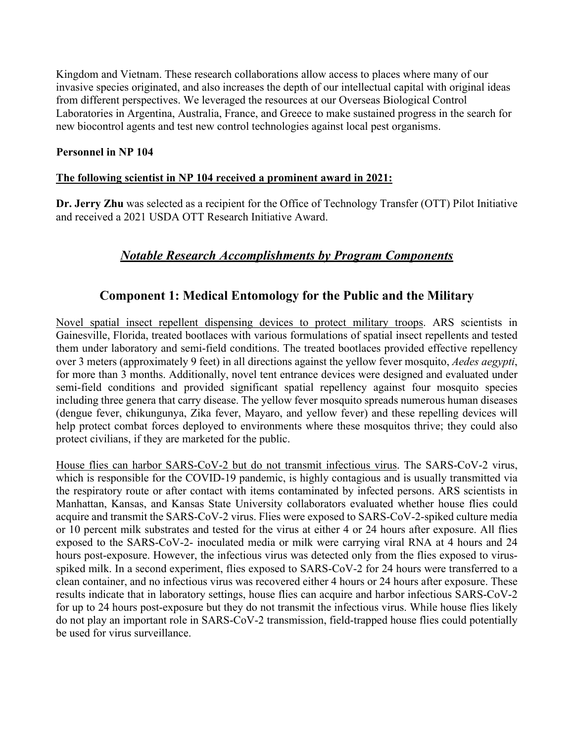Kingdom and Vietnam. These research collaborations allow access to places where many of our invasive species originated, and also increases the depth of our intellectual capital with original ideas from different perspectives. We leveraged the resources at our Overseas Biological Control Laboratories in Argentina, Australia, France, and Greece to make sustained progress in the search for new biocontrol agents and test new control technologies against local pest organisms.

**Personnel in NP 104**

**The following scientist in NP 104 received a prominent award in 2021:**

**Dr. Jerry Zhu** was selected as a recipient for the Office of Technology Transfer (OTT) Pilot Initiative and received a 2021 USDA OTT Research Initiative Award.

## *Notable Research Accomplishments by Program Components*

## Component 1: Medical Entomology for the Public and the Military

Novel spatial insect repellent dispensing devices to protect military troops. ARS scientists in Gainesville, Florida, treated bootlaces with various formulations of spatial insect repellents and tested them under laboratory and semi-field conditions. The treated bootlaces provided effective repellency over 3 meters (approximately 9 feet) in all directions against the yellow fever mosquito, *Aedes aegypti*, for more than 3 months. Additionally, novel tent entrance devices were designed and evaluated under semi-field conditions and provided significant spatial repellency against four mosquito species including three genera that carry disease. The yellow fever mosquito spreads numerous human diseases (dengue fever, chikungunya, Zika fever, Mayaro, and yellow fever) and these repelling devices will help protect combat forces deployed to environments where these mosquitos thrive; they could also protect civilians, if they are marketed for the public.

House flies can harbor SARS-CoV-2 but do not transmit infectious virus. The SARS-CoV-2 virus, which is responsible for the COVID-19 pandemic, is highly contagious and is usually transmitted via the respiratory route or after contact with items contaminated by infected persons. ARS scientists in Manhattan, Kansas, and Kansas State University collaborators evaluated whether house flies could acquire and transmit the SARS-CoV-2 virus. Flies were exposed to SARS-CoV-2-spiked culture media or 10 percent milk substrates and tested for the virus at either 4 or 24 hours after exposure. All flies exposed to the SARS-CoV-2- inoculated media or milk were carrying viral RNA at 4 hours and 24 hours post-exposure. However, the infectious virus was detected only from the flies exposed to virus-spiked milk. In a second experiment, flies exposed to SARS-CoV-2 for 24 hours were transferred to a clean container, and no infectious virus was recovered either 4 hours or 24 hours after exposure. These results indicate that in laboratory settings, house flies can acquire and harbor infectious SARS-CoV-2 for up to 24 hours post-exposure but they do not transmit the infectious virus. While house flies likely do not play an important role in SARS-CoV-2 transmission, field-trapped house flies could potentially be used for virus surveillance.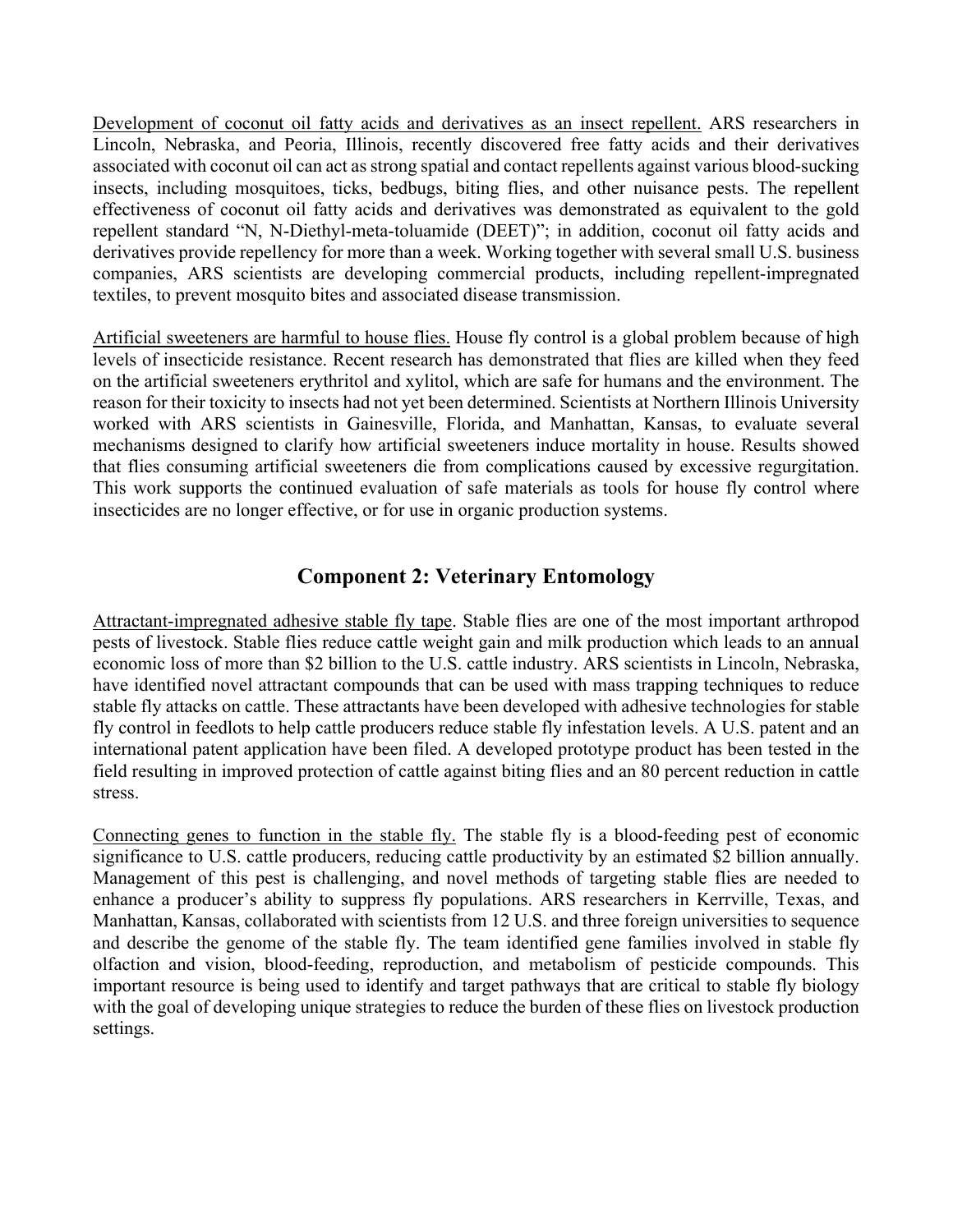<u>Development of coconut oil fatty acids and derivatives as an insect repellent.</u> ARS researchers in Lincoln, Nebraska, and Peoria, Illinois, recently discovered free fatty acids and their derivatives associated with coconut oil can act as strong spatial and contact repellents against various blood-sucking insects, including mosquitoes, ticks, bedbugs, biting flies, and other nuisance pests. The repellent effectiveness of coconut oil fatty acids and derivatives was demonstrated as equivalent to the gold repellent standard "N, N-Diethyl-meta-toluamide (DEET)"; in addition, coconut oil fatty acids and derivatives provide repellency for more than a week. Working together with several small U.S. business companies, ARS scientists are developing commercial products, including repellent-impregnated textiles, to prevent mosquito bites and associated disease transmission.

<u>Artificial sweeteners are harmful to house flies.</u> House fly control is a global problem because of high levels of insecticide resistance. Recent research has demonstrated that flies are killed when they feed on the artificial sweeteners erythritol and xylitol, which are safe for humans and the environment. The reason for their toxicity to insects had not yet been determined. Scientists at Northern Illinois University worked with ARS scientists in Gainesville, Florida, and Manhattan, Kansas, to evaluate several mechanisms designed to clarify how artificial sweeteners induce mortality in house. Results showed that flies consuming artificial sweeteners die from complications caused by excessive regurgitation. This work supports the continued evaluation of safe materials as tools for house fly control where insecticides are no longer effective, or for use in organic production systems.

## Component 2: Veterinary Entomology

<u>Attractant-impregnated adhesive stable fly tape</u>. Stable flies are one of the most important arthropod pests of livestock. Stable flies reduce cattle weight gain and milk production which leads to an annual economic loss of more than $2 billion to the U.S. cattle industry. ARS scientists in Lincoln, Nebraska, have identified novel attractant compounds that can be used with mass trapping techniques to reduce stable fly attacks on cattle. These attractants have been developed with adhesive technologies for stable fly control in feedlots to help cattle producers reduce stable fly infestation levels. A U.S. patent and an international patent application have been filed. A developed prototype product has been tested in the field resulting in improved protection of cattle against biting flies and an 80 percent reduction in cattle stress.

<u>Connecting genes to function in the stable fly.</u> The stable fly is a blood-feeding pest of economic significance to U.S. cattle producers, reducing cattle productivity by an estimated $2 billion annually. Management of this pest is challenging, and novel methods of targeting stable flies are needed to enhance a producer's ability to suppress fly populations. ARS researchers in Kerrville, Texas, and Manhattan, Kansas, collaborated with scientists from 12 U.S. and three foreign universities to sequence and describe the genome of the stable fly. The team identified gene families involved in stable fly olfaction and vision, blood-feeding, reproduction, and metabolism of pesticide compounds. This important resource is being used to identify and target pathways that are critical to stable fly biology with the goal of developing unique strategies to reduce the burden of these flies on livestock production settings.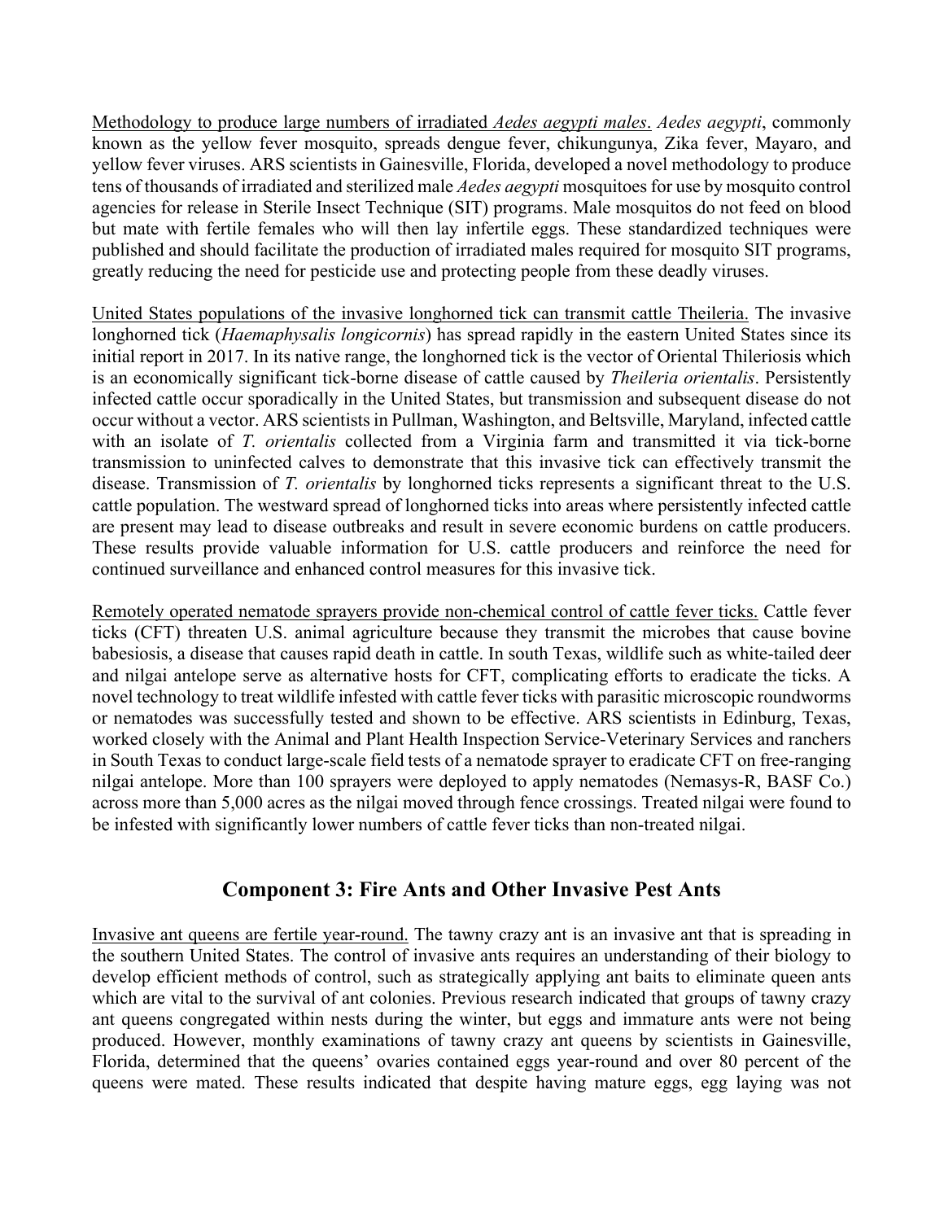Methodology to produce large numbers of irradiated *Aedes aegypti males*. *Aedes aegypti*, commonly known as the yellow fever mosquito, spreads dengue fever, chikungunya, Zika fever, Mayaro, and yellow fever viruses. ARS scientists in Gainesville, Florida, developed a novel methodology to produce tens of thousands of irradiated and sterilized male *Aedes aegypti* mosquitoes for use by mosquito control agencies for release in Sterile Insect Technique (SIT) programs. Male mosquitos do not feed on blood but mate with fertile females who will then lay infertile eggs. These standardized techniques were published and should facilitate the production of irradiated males required for mosquito SIT programs, greatly reducing the need for pesticide use and protecting people from these deadly viruses.

United States populations of the invasive longhorned tick can transmit cattle Theileria. The invasive longhorned tick (*Haemaphysalis longicornis*) has spread rapidly in the eastern United States since its initial report in 2017. In its native range, the longhorned tick is the vector of Oriental Thileriosis which is an economically significant tick-borne disease of cattle caused by *Theileria orientalis*. Persistently infected cattle occur sporadically in the United States, but transmission and subsequent disease do not occur without a vector. ARS scientists in Pullman, Washington, and Beltsville, Maryland, infected cattle with an isolate of *T. orientalis* collected from a Virginia farm and transmitted it via tick-borne transmission to uninfected calves to demonstrate that this invasive tick can effectively transmit the disease. Transmission of *T. orientalis* by longhorned ticks represents a significant threat to the U.S. cattle population. The westward spread of longhorned ticks into areas where persistently infected cattle are present may lead to disease outbreaks and result in severe economic burdens on cattle producers. These results provide valuable information for U.S. cattle producers and reinforce the need for continued surveillance and enhanced control measures for this invasive tick.

Remotely operated nematode sprayers provide non-chemical control of cattle fever ticks. Cattle fever ticks (CFT) threaten U.S. animal agriculture because they transmit the microbes that cause bovine babesiosis, a disease that causes rapid death in cattle. In south Texas, wildlife such as white-tailed deer and nilgai antelope serve as alternative hosts for CFT, complicating efforts to eradicate the ticks. A novel technology to treat wildlife infested with cattle fever ticks with parasitic microscopic roundworms or nematodes was successfully tested and shown to be effective. ARS scientists in Edinburg, Texas, worked closely with the Animal and Plant Health Inspection Service-Veterinary Services and ranchers in South Texas to conduct large-scale field tests of a nematode sprayer to eradicate CFT on free-ranging nilgai antelope. More than 100 sprayers were deployed to apply nematodes (Nemasys-R, BASF Co.) across more than 5,000 acres as the nilgai moved through fence crossings. Treated nilgai were found to be infested with significantly lower numbers of cattle fever ticks than non-treated nilgai.

## Component 3: Fire Ants and Other Invasive Pest Ants

Invasive ant queens are fertile year-round. The tawny crazy ant is an invasive ant that is spreading in the southern United States. The control of invasive ants requires an understanding of their biology to develop efficient methods of control, such as strategically applying ant baits to eliminate queen ants which are vital to the survival of ant colonies. Previous research indicated that groups of tawny crazy ant queens congregated within nests during the winter, but eggs and immature ants were not being produced. However, monthly examinations of tawny crazy ant queens by scientists in Gainesville, Florida, determined that the queens' ovaries contained eggs year-round and over 80 percent of the queens were mated. These results indicated that despite having mature eggs, egg laying was not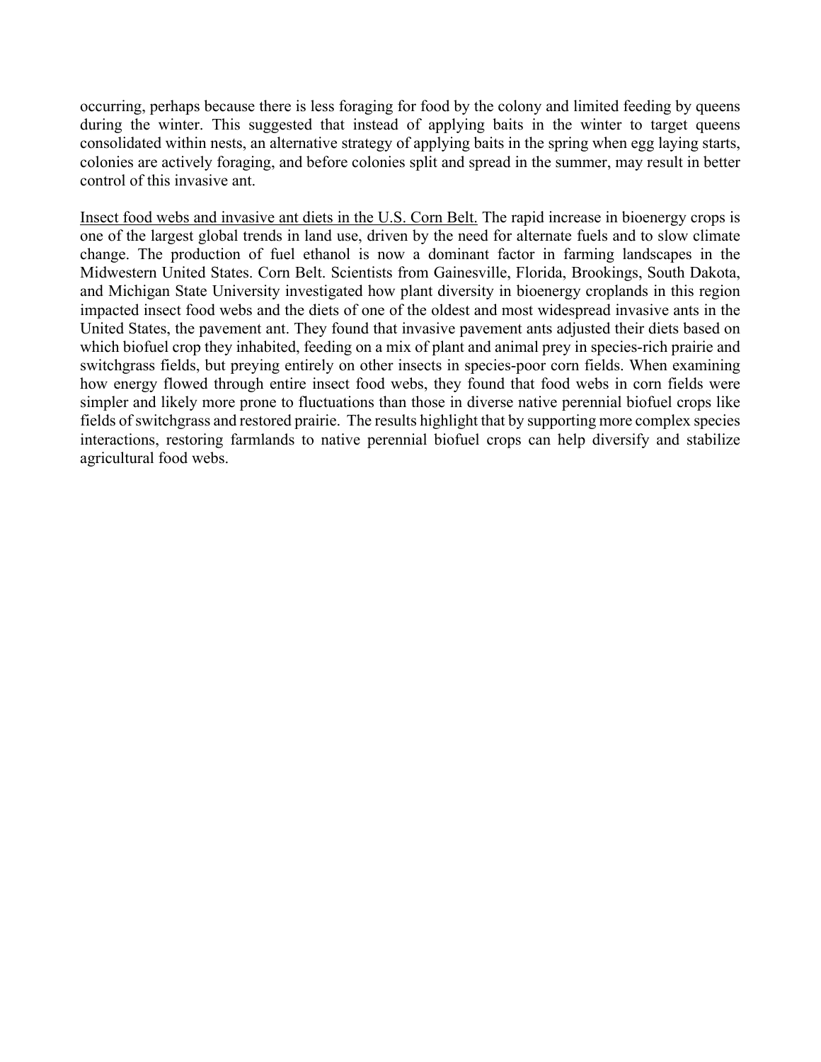occurring, perhaps because there is less foraging for food by the colony and limited feeding by queens during the winter. This suggested that instead of applying baits in the winter to target queens consolidated within nests, an alternative strategy of applying baits in the spring when egg laying starts, colonies are actively foraging, and before colonies split and spread in the summer, may result in better control of this invasive ant.

Insect food webs and invasive ant diets in the U.S. Corn Belt. The rapid increase in bioenergy crops is one of the largest global trends in land use, driven by the need for alternate fuels and to slow climate change. The production of fuel ethanol is now a dominant factor in farming landscapes in the Midwestern United States. Corn Belt. Scientists from Gainesville, Florida, Brookings, South Dakota, and Michigan State University investigated how plant diversity in bioenergy croplands in this region impacted insect food webs and the diets of one of the oldest and most widespread invasive ants in the United States, the pavement ant. They found that invasive pavement ants adjusted their diets based on which biofuel crop they inhabited, feeding on a mix of plant and animal prey in species-rich prairie and switchgrass fields, but preying entirely on other insects in species-poor corn fields. When examining how energy flowed through entire insect food webs, they found that food webs in corn fields were simpler and likely more prone to fluctuations than those in diverse native perennial biofuel crops like fields of switchgrass and restored prairie. The results highlight that by supporting more complex species interactions, restoring farmlands to native perennial biofuel crops can help diversify and stabilize agricultural food webs.